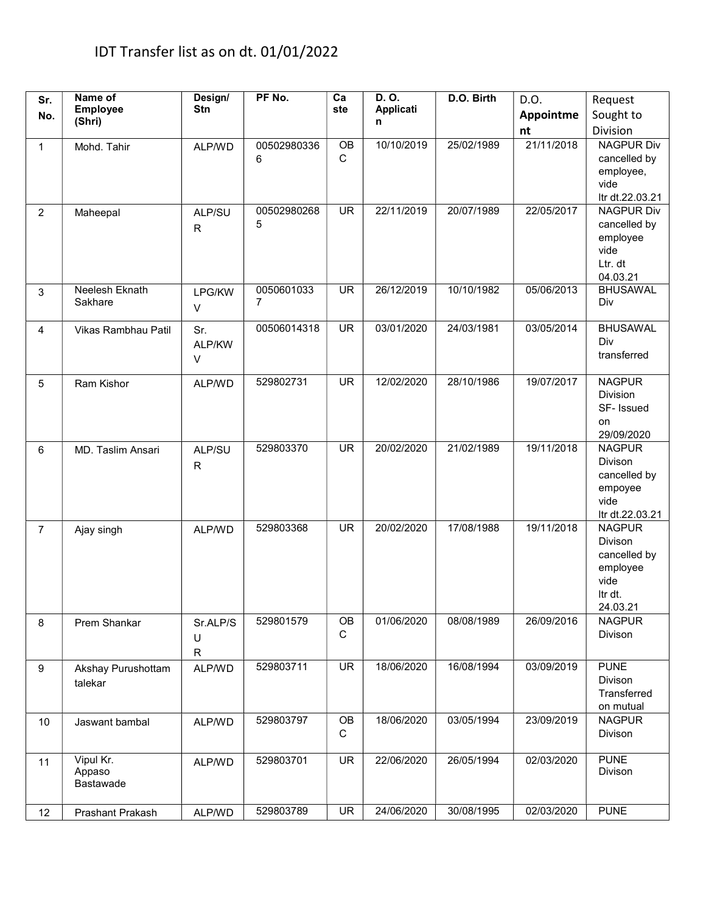# IDT Transfer list as on dt. 01/01/2022

| Sr. No. | Name of Employee (Shri) | Design/ Stn | PF No. | Caste | D. O. Application | D.O. Birth | D.O. Appointment | Request Sought to Division |
|---|---|---|---|---|---|---|---|---|
| 1 | Mohd. Tahir | ALP/WD | 005029803366 | OBC | 10/10/2019 | 25/02/1989 | 21/11/2018 | NAGPUR Div cancelled by employee, vide ltr dt.22.03.21 |
| 2 | Maheepal | ALP/SUR | 005029802685 | UR | 22/11/2019 | 20/07/1989 | 22/05/2017 | NAGPUR Div cancelled by employee vide Ltr. dt 04.03.21 |
| 3 | Neelesh Eknath Sakhare | LPG/KWV | 00506010337 | UR | 26/12/2019 | 10/10/1982 | 05/06/2013 | BHUSAWAL Div |
| 4 | Vikas Rambhau Patil | Sr. ALP/KWV | 00506014318 | UR | 03/01/2020 | 24/03/1981 | 03/05/2014 | BHUSAWAL Div transferred |
| 5 | Ram Kishor | ALP/WD | 529802731 | UR | 12/02/2020 | 28/10/1986 | 19/07/2017 | NAGPUR Division SF- Issued on 29/09/2020 |
| 6 | MD. Taslim Ansari | ALP/SUR | 529803370 | UR | 20/02/2020 | 21/02/1989 | 19/11/2018 | NAGPUR Divison cancelled by empoyee vide ltr dt.22.03.21 |
| 7 | Ajay singh | ALP/WD | 529803368 | UR | 20/02/2020 | 17/08/1988 | 19/11/2018 | NAGPUR Divison cancelled by employee vide ltr dt. 24.03.21 |
| 8 | Prem Shankar | Sr.ALP/SUR | 529801579 | OBC | 01/06/2020 | 08/08/1989 | 26/09/2016 | NAGPUR Divison |
| 9 | Akshay Purushottam talekar | ALP/WD | 529803711 | UR | 18/06/2020 | 16/08/1994 | 03/09/2019 | PUNE Divison Transferred on mutual |
| 10 | Jaswant bambal | ALP/WD | 529803797 | OBC | 18/06/2020 | 03/05/1994 | 23/09/2019 | NAGPUR Divison |
| 11 | Vipul Kr. Appaso Bastawade | ALP/WD | 529803701 | UR | 22/06/2020 | 26/05/1994 | 02/03/2020 | PUNE Divison |
| 12 | Prashant Prakash | ALP/WD | 529803789 | UR | 24/06/2020 | 30/08/1995 | 02/03/2020 | PUNE |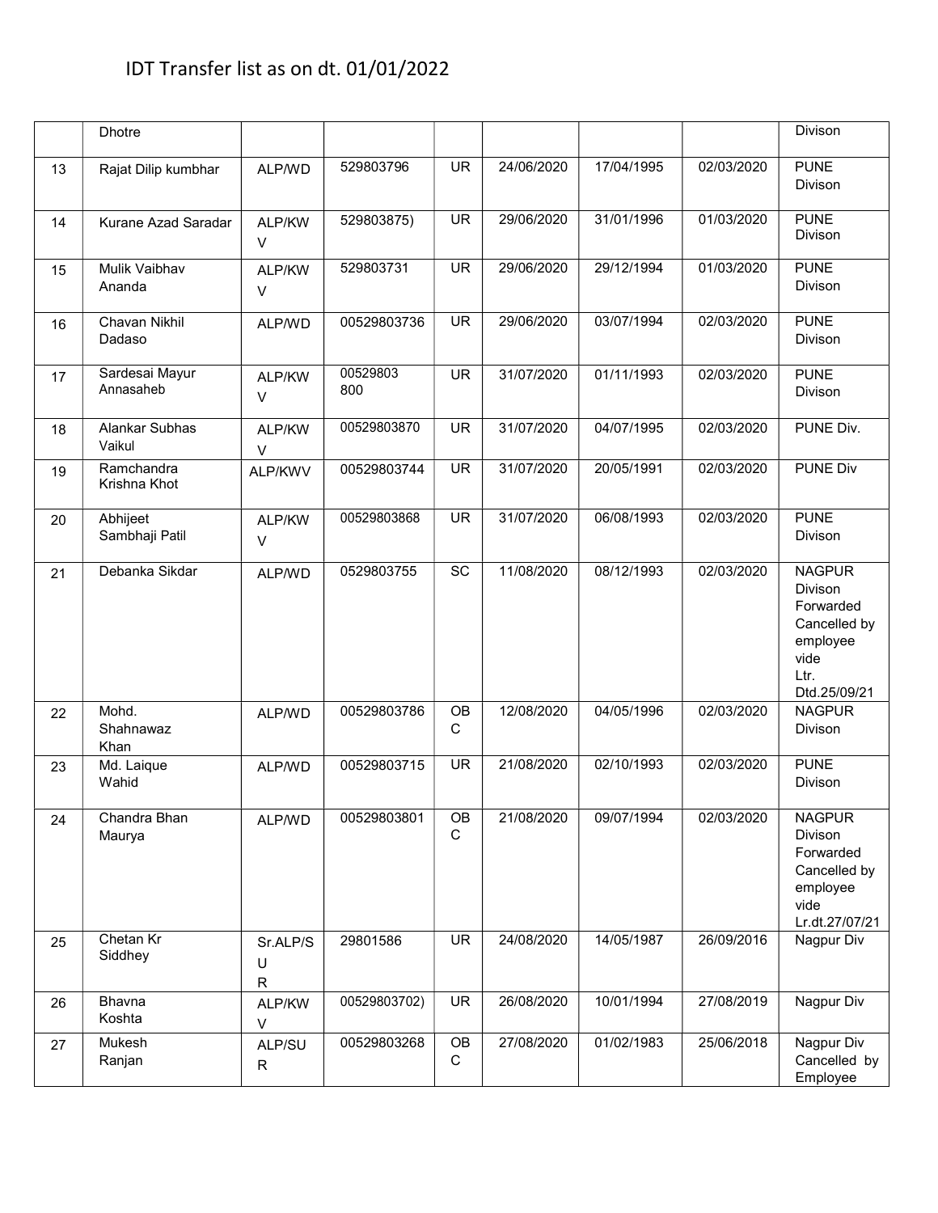# IDT Transfer list as on dt. 01/01/2022

| | | | | | | | | |
|---|---|---|---|---|---|---|---|---|
| | Dhotre | | | | | | | Divison |
| 13 | Rajat Dilip kumbhar | ALP/WD | 529803796 | UR | 24/06/2020 | 17/04/1995 | 02/03/2020 | PUNE Divison |
| 14 | Kurane Azad Saradar | ALP/KWV | 529803875) | UR | 29/06/2020 | 31/01/1996 | 01/03/2020 | PUNE Divison |
| 15 | Mulik Vaibhav Ananda | ALP/KWV | 529803731 | UR | 29/06/2020 | 29/12/1994 | 01/03/2020 | PUNE Divison |
| 16 | Chavan Nikhil Dadaso | ALP/WD | 00529803736 | UR | 29/06/2020 | 03/07/1994 | 02/03/2020 | PUNE Divison |
| 17 | Sardesai Mayur Annasaheb | ALP/KWV | 00529803 800 | UR | 31/07/2020 | 01/11/1993 | 02/03/2020 | PUNE Divison |
| 18 | Alankar Subhas Vaikul | ALP/KWV | 00529803870 | UR | 31/07/2020 | 04/07/1995 | 02/03/2020 | PUNE Div. |
| 19 | Ramchandra Krishna Khot | ALP/KWV | 00529803744 | UR | 31/07/2020 | 20/05/1991 | 02/03/2020 | PUNE Div |
| 20 | Abhijeet Sambhaji Patil | ALP/KWV | 00529803868 | UR | 31/07/2020 | 06/08/1993 | 02/03/2020 | PUNE Divison |
| 21 | Debanka Sikdar | ALP/WD | 0529803755 | SC | 11/08/2020 | 08/12/1993 | 02/03/2020 | NAGPUR Divison Forwarded Cancelled by employee vide Ltr. Dtd.25/09/21 |
| 22 | Mohd. Shahnawaz Khan | ALP/WD | 00529803786 | OBC | 12/08/2020 | 04/05/1996 | 02/03/2020 | NAGPUR Divison |
| 23 | Md. Laique Wahid | ALP/WD | 00529803715 | UR | 21/08/2020 | 02/10/1993 | 02/03/2020 | PUNE Divison |
| 24 | Chandra Bhan Maurya | ALP/WD | 00529803801 | OBC | 21/08/2020 | 09/07/1994 | 02/03/2020 | NAGPUR Divison Forwarded Cancelled by employee vide Lr.dt.27/07/21 |
| 25 | Chetan Kr Siddhey | Sr.ALP/SUR | 29801586 | UR | 24/08/2020 | 14/05/1987 | 26/09/2016 | Nagpur Div |
| 26 | Bhavna Koshta | ALP/KWV | 00529803702) | UR | 26/08/2020 | 10/01/1994 | 27/08/2019 | Nagpur Div |
| 27 | Mukesh Ranjan | ALP/SUR | 00529803268 | OBC | 27/08/2020 | 01/02/1983 | 25/06/2018 | Nagpur Div Cancelled by Employee |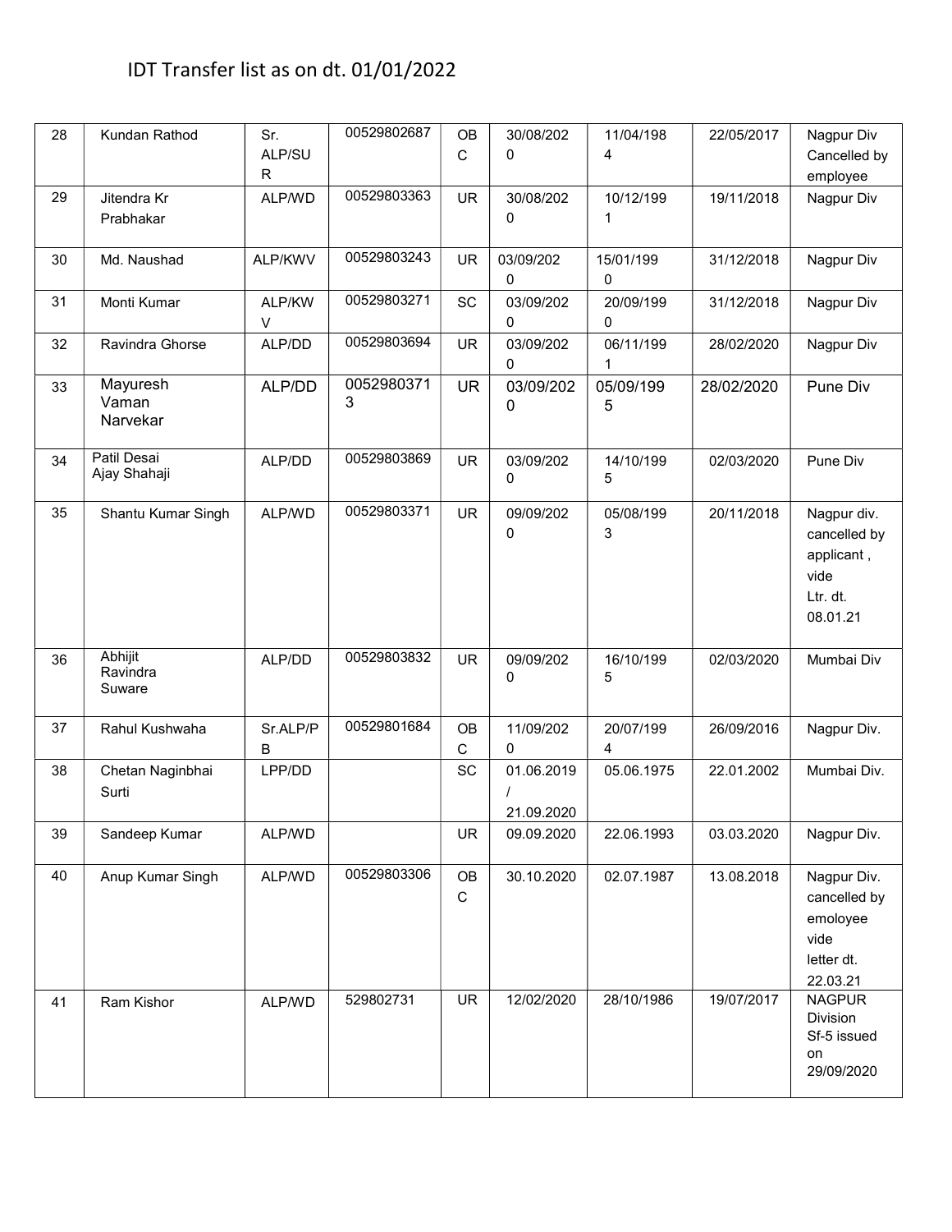# IDT Transfer list as on dt. 01/01/2022

| | | | | | | | | |
|---|---|---|---|---|---|---|---|---|
| 28 | Kundan Rathod | Sr. ALP/SUR | 00529802687 | OBC | 30/08/2020 | 11/04/1984 | 22/05/2017 | Nagpur Div Cancelled by employee |
| 29 | Jitendra Kr Prabhakar | ALP/WD | 00529803363 | UR | 30/08/2020 | 10/12/1991 | 19/11/2018 | Nagpur Div |
| 30 | Md. Naushad | ALP/KWV | 00529803243 | UR | 03/09/2020 | 15/01/1990 | 31/12/2018 | Nagpur Div |
| 31 | Monti Kumar | ALP/KWV | 00529803271 | SC | 03/09/2020 | 20/09/1990 | 31/12/2018 | Nagpur Div |
| 32 | Ravindra Ghorse | ALP/DD | 00529803694 | UR | 03/09/2020 | 06/11/1991 | 28/02/2020 | Nagpur Div |
| 33 | Mayuresh Vaman Narvekar | ALP/DD | 00529803713 | UR | 03/09/2020 | 05/09/1995 | 28/02/2020 | Pune Div |
| 34 | Patil Desai Ajay Shahaji | ALP/DD | 00529803869 | UR | 03/09/2020 | 14/10/1995 | 02/03/2020 | Pune Div |
| 35 | Shantu Kumar Singh | ALP/WD | 00529803371 | UR | 09/09/2020 | 05/08/1993 | 20/11/2018 | Nagpur div. cancelled by applicant , vide Ltr. dt. 08.01.21 |
| 36 | Abhijit Ravindra Suware | ALP/DD | 00529803832 | UR | 09/09/2020 | 16/10/1995 | 02/03/2020 | Mumbai Div |
| 37 | Rahul Kushwaha | Sr.ALP/PB | 00529801684 | OBC | 11/09/2020 | 20/07/1994 | 26/09/2016 | Nagpur Div. |
| 38 | Chetan Naginbhai Surti | LPP/DD | | SC | 01.06.2019 / 21.09.2020 | 05.06.1975 | 22.01.2002 | Mumbai Div. |
| 39 | Sandeep Kumar | ALP/WD | | UR | 09.09.2020 | 22.06.1993 | 03.03.2020 | Nagpur Div. |
| 40 | Anup Kumar Singh | ALP/WD | 00529803306 | OBC | 30.10.2020 | 02.07.1987 | 13.08.2018 | Nagpur Div. cancelled by emoloyee vide letter dt. 22.03.21 |
| 41 | Ram Kishor | ALP/WD | 529802731 | UR | 12/02/2020 | 28/10/1986 | 19/07/2017 | NAGPUR Division Sf-5 issued on 29/09/2020 |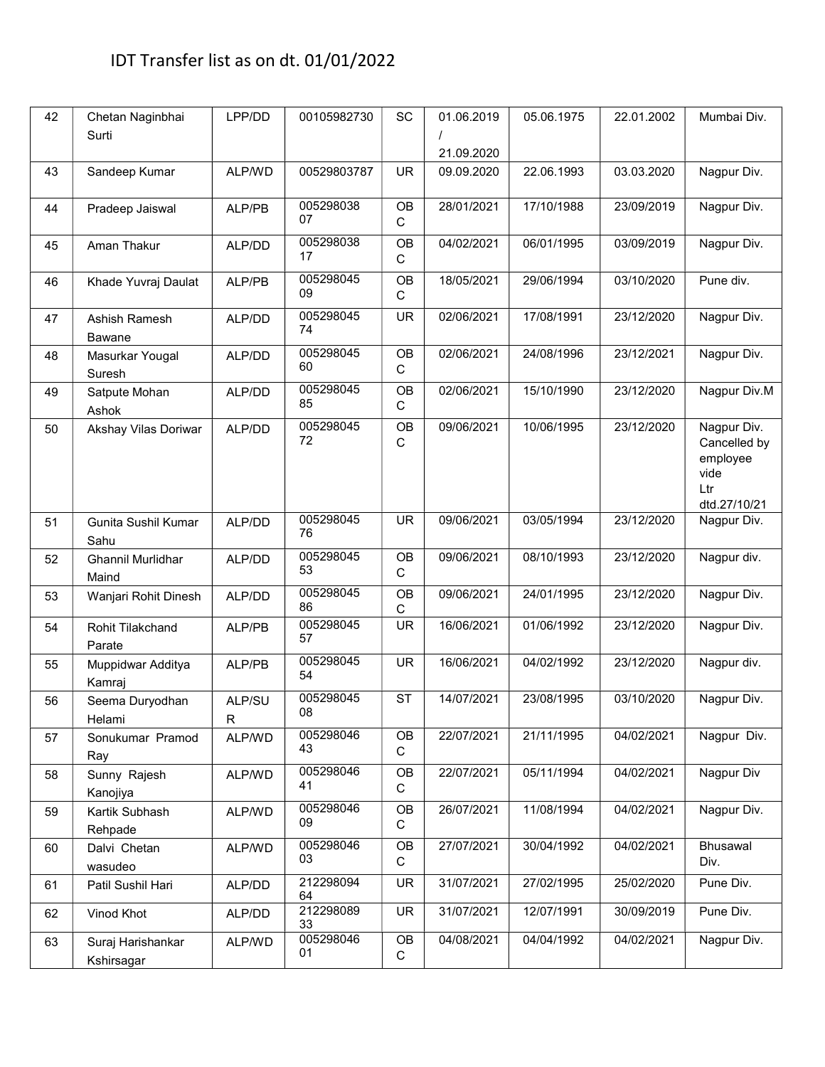# IDT Transfer list as on dt. 01/01/2022

| 42 | Chetan Naginbhai Surti | LPP/DD | 00105982730 | SC | 01.06.2019 / 21.09.2020 | 05.06.1975 | 22.01.2002 | Mumbai Div. |
|---|---|---|---|---|---|---|---|---|
| 43 | Sandeep Kumar | ALP/WD | 00529803787 | UR | 09.09.2020 | 22.06.1993 | 03.03.2020 | Nagpur Div. |
| 44 | Pradeep Jaiswal | ALP/PB | 00529803807 | OBC | 28/01/2021 | 17/10/1988 | 23/09/2019 | Nagpur Div. |
| 45 | Aman Thakur | ALP/DD | 00529803817 | OBC | 04/02/2021 | 06/01/1995 | 03/09/2019 | Nagpur Div. |
| 46 | Khade Yuvraj Daulat | ALP/PB | 00529804509 | OBC | 18/05/2021 | 29/06/1994 | 03/10/2020 | Pune div. |
| 47 | Ashish Ramesh Bawane | ALP/DD | 00529804574 | UR | 02/06/2021 | 17/08/1991 | 23/12/2020 | Nagpur Div. |
| 48 | Masurkar Yougal Suresh | ALP/DD | 00529804560 | OBC | 02/06/2021 | 24/08/1996 | 23/12/2021 | Nagpur Div. |
| 49 | Satpute Mohan Ashok | ALP/DD | 00529804585 | OBC | 02/06/2021 | 15/10/1990 | 23/12/2020 | Nagpur Div.M |
| 50 | Akshay Vilas Doriwar | ALP/DD | 00529804572 | OBC | 09/06/2021 | 10/06/1995 | 23/12/2020 | Nagpur Div. Cancelled by employee vide Ltr dtd.27/10/21 |
| 51 | Gunita Sushil Kumar Sahu | ALP/DD | 00529804576 | UR | 09/06/2021 | 03/05/1994 | 23/12/2020 | Nagpur Div. |
| 52 | Ghannil Murlidhar Maind | ALP/DD | 00529804553 | OBC | 09/06/2021 | 08/10/1993 | 23/12/2020 | Nagpur div. |
| 53 | Wanjari Rohit Dinesh | ALP/DD | 00529804586 | OBC | 09/06/2021 | 24/01/1995 | 23/12/2020 | Nagpur Div. |
| 54 | Rohit Tilakchand Parate | ALP/PB | 00529804557 | UR | 16/06/2021 | 01/06/1992 | 23/12/2020 | Nagpur Div. |
| 55 | Muppidwar Additya Kamraj | ALP/PB | 00529804554 | UR | 16/06/2021 | 04/02/1992 | 23/12/2020 | Nagpur div. |
| 56 | Seema Duryodhan Helami | ALP/SUR | 00529804508 | ST | 14/07/2021 | 23/08/1995 | 03/10/2020 | Nagpur Div. |
| 57 | Sonukumar Pramod Ray | ALP/WD | 00529804643 | OBC | 22/07/2021 | 21/11/1995 | 04/02/2021 | Nagpur Div. |
| 58 | Sunny Rajesh Kanojiya | ALP/WD | 00529804641 | OBC | 22/07/2021 | 05/11/1994 | 04/02/2021 | Nagpur Div |
| 59 | Kartik Subhash Rehpade | ALP/WD | 00529804609 | OBC | 26/07/2021 | 11/08/1994 | 04/02/2021 | Nagpur Div. |
| 60 | Dalvi Chetan wasudeo | ALP/WD | 00529804603 | OBC | 27/07/2021 | 30/04/1992 | 04/02/2021 | Bhusawal Div. |
| 61 | Patil Sushil Hari | ALP/DD | 21229809464 | UR | 31/07/2021 | 27/02/1995 | 25/02/2020 | Pune Div. |
| 62 | Vinod Khot | ALP/DD | 21229808933 | UR | 31/07/2021 | 12/07/1991 | 30/09/2019 | Pune Div. |
| 63 | Suraj Harishankar Kshirsagar | ALP/WD | 00529804601 | OBC | 04/08/2021 | 04/04/1992 | 04/02/2021 | Nagpur Div. |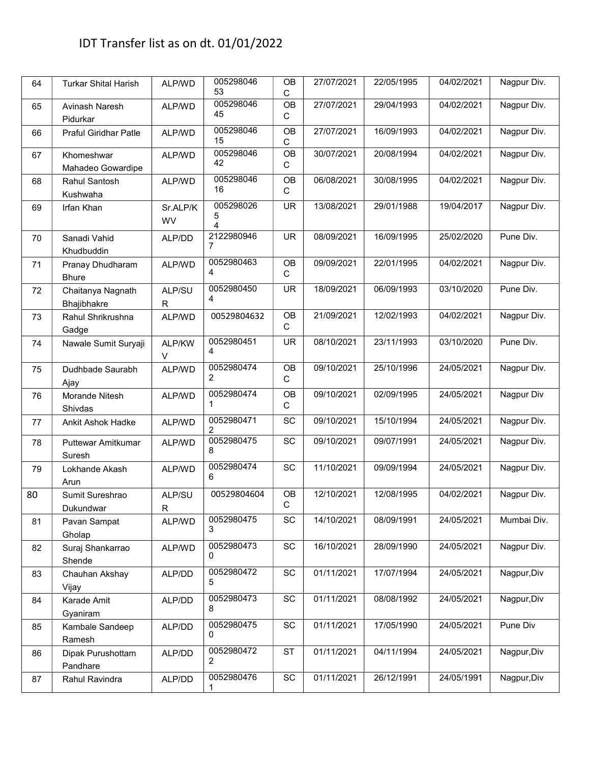# IDT Transfer list as on dt. 01/01/2022

| | | | | | | | | |
|---|---|---|---|---|---|---|---|---|
| 64 | Turkar Shital Harish | ALP/WD | 00529804653 | OBC | 27/07/2021 | 22/05/1995 | 04/02/2021 | Nagpur Div. |
| 65 | Avinash Naresh Pidurkar | ALP/WD | 00529804645 | OBC | 27/07/2021 | 29/04/1993 | 04/02/2021 | Nagpur Div. |
| 66 | Praful Giridhar Patle | ALP/WD | 00529804615 | OBC | 27/07/2021 | 16/09/1993 | 04/02/2021 | Nagpur Div. |
| 67 | Khomeshwar Mahadeo Gowardipe | ALP/WD | 00529804642 | OBC | 30/07/2021 | 20/08/1994 | 04/02/2021 | Nagpur Div. |
| 68 | Rahul Santosh Kushwaha | ALP/WD | 00529804616 | OBC | 06/08/2021 | 30/08/1995 | 04/02/2021 | Nagpur Div. |
| 69 | Irfan Khan | Sr.ALP/KWV | 00529802654 | UR | 13/08/2021 | 29/01/1988 | 19/04/2017 | Nagpur Div. |
| 70 | Sanadi Vahid Khudbuddin | ALP/DD | 21229809467 | UR | 08/09/2021 | 16/09/1995 | 25/02/2020 | Pune Div. |
| 71 | Pranay Dhudharam Bhure | ALP/WD | 00529804634 | OBC | 09/09/2021 | 22/01/1995 | 04/02/2021 | Nagpur Div. |
| 72 | Chaitanya Nagnath Bhajibhakre | ALP/SUR | 00529804504 | UR | 18/09/2021 | 06/09/1993 | 03/10/2020 | Pune Div. |
| 73 | Rahul Shrikrushna Gadge | ALP/WD | 00529804632 | OBC | 21/09/2021 | 12/02/1993 | 04/02/2021 | Nagpur Div. |
| 74 | Nawale Sumit Suryaji | ALP/KWV | 00529804514 | UR | 08/10/2021 | 23/11/1993 | 03/10/2020 | Pune Div. |
| 75 | Dudhbade Saurabh Ajay | ALP/WD | 00529804742 | OBC | 09/10/2021 | 25/10/1996 | 24/05/2021 | Nagpur Div. |
| 76 | Morande Nitesh Shivdas | ALP/WD | 00529804741 | OBC | 09/10/2021 | 02/09/1995 | 24/05/2021 | Nagpur Div |
| 77 | Ankit Ashok Hadke | ALP/WD | 00529804712 | SC | 09/10/2021 | 15/10/1994 | 24/05/2021 | Nagpur Div. |
| 78 | Puttewar Amitkumar Suresh | ALP/WD | 00529804758 | SC | 09/10/2021 | 09/07/1991 | 24/05/2021 | Nagpur Div. |
| 79 | Lokhande Akash Arun | ALP/WD | 00529804746 | SC | 11/10/2021 | 09/09/1994 | 24/05/2021 | Nagpur Div. |
| 80 | Sumit Sureshrao Dukundwar | ALP/SUR | 00529804604 | OBC | 12/10/2021 | 12/08/1995 | 04/02/2021 | Nagpur Div. |
| 81 | Pavan Sampat Gholap | ALP/WD | 00529804753 | SC | 14/10/2021 | 08/09/1991 | 24/05/2021 | Mumbai Div. |
| 82 | Suraj Shankarrao Shende | ALP/WD | 00529804730 | SC | 16/10/2021 | 28/09/1990 | 24/05/2021 | Nagpur Div. |
| 83 | Chauhan Akshay Vijay | ALP/DD | 00529804725 | SC | 01/11/2021 | 17/07/1994 | 24/05/2021 | Nagpur,Div |
| 84 | Karade Amit Gyaniram | ALP/DD | 00529804738 | SC | 01/11/2021 | 08/08/1992 | 24/05/2021 | Nagpur,Div |
| 85 | Kambale Sandeep Ramesh | ALP/DD | 00529804750 | SC | 01/11/2021 | 17/05/1990 | 24/05/2021 | Pune Div |
| 86 | Dipak Purushottam Pandhare | ALP/DD | 00529804722 | ST | 01/11/2021 | 04/11/1994 | 24/05/2021 | Nagpur,Div |
| 87 | Rahul Ravindra | ALP/DD | 00529804761 | SC | 01/11/2021 | 26/12/1991 | 24/05/1991 | Nagpur,Div |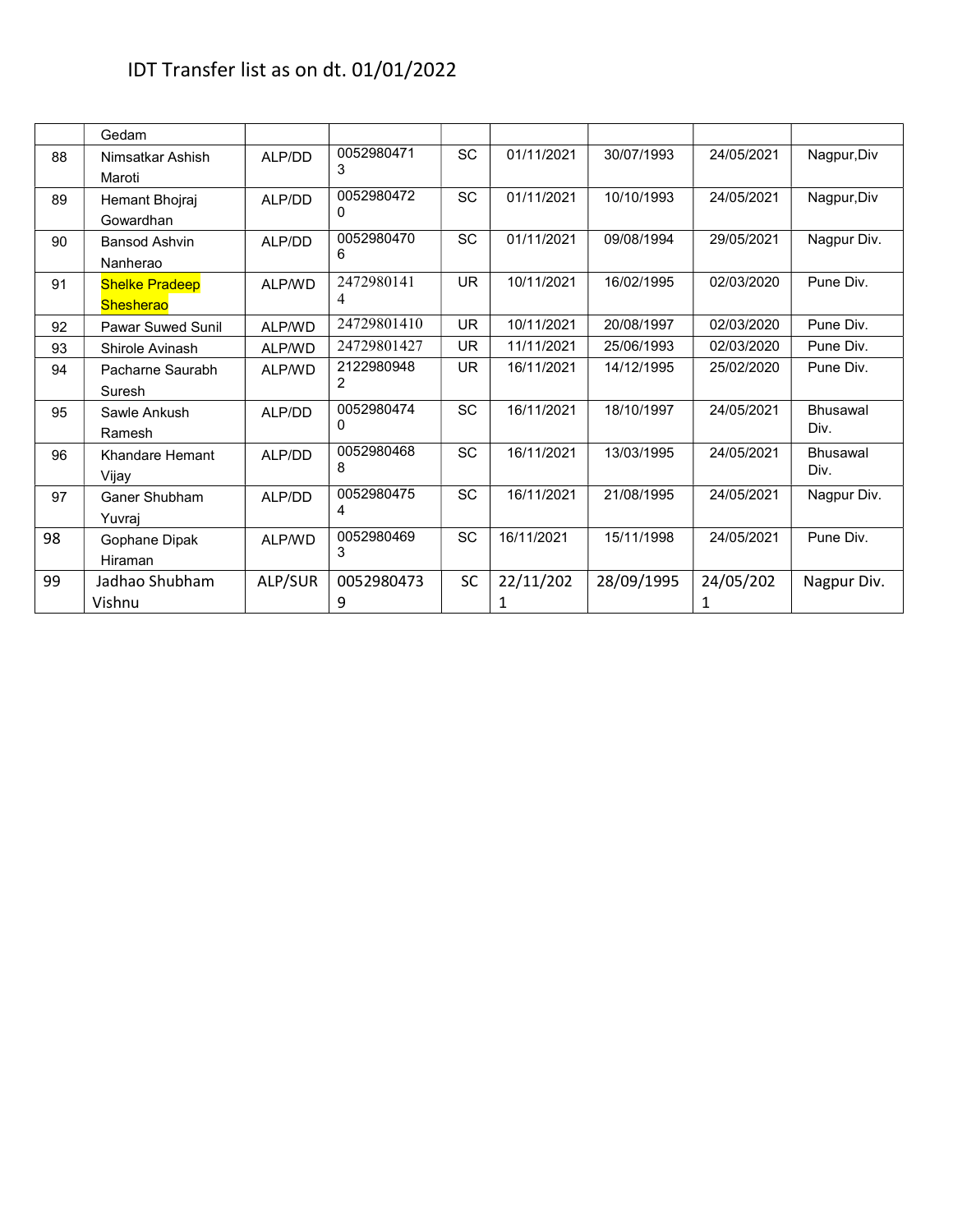IDT Transfer list as on dt. 01/01/2022

| | | | | | | | | |
|---|---|---|---|---|---|---|---|---|
| | Gedam | | | | | | | |
| 88 | Nimsatkar Ashish Maroti | ALP/DD | 00529804713 | SC | 01/11/2021 | 30/07/1993 | 24/05/2021 | Nagpur,Div |
| 89 | Hemant Bhojraj Gowardhan | ALP/DD | 00529804720 | SC | 01/11/2021 | 10/10/1993 | 24/05/2021 | Nagpur,Div |
| 90 | Bansod Ashvin Nanherao | ALP/DD | 00529804706 | SC | 01/11/2021 | 09/08/1994 | 29/05/2021 | Nagpur Div. |
| 91 | Shelke Pradeep Shesherao | ALP/WD | 24729801414 | UR | 10/11/2021 | 16/02/1995 | 02/03/2020 | Pune Div. |
| 92 | Pawar Suwed Sunil | ALP/WD | 24729801410 | UR | 10/11/2021 | 20/08/1997 | 02/03/2020 | Pune Div. |
| 93 | Shirole Avinash | ALP/WD | 24729801427 | UR | 11/11/2021 | 25/06/1993 | 02/03/2020 | Pune Div. |
| 94 | Pacharne Saurabh Suresh | ALP/WD | 21229809482 | UR | 16/11/2021 | 14/12/1995 | 25/02/2020 | Pune Div. |
| 95 | Sawle Ankush Ramesh | ALP/DD | 00529804740 | SC | 16/11/2021 | 18/10/1997 | 24/05/2021 | Bhusawal Div. |
| 96 | Khandare Hemant Vijay | ALP/DD | 00529804688 | SC | 16/11/2021 | 13/03/1995 | 24/05/2021 | Bhusawal Div. |
| 97 | Ganer Shubham Yuvraj | ALP/DD | 00529804754 | SC | 16/11/2021 | 21/08/1995 | 24/05/2021 | Nagpur Div. |
| 98 | Gophane Dipak Hiraman | ALP/WD | 00529804693 | SC | 16/11/2021 | 15/11/1998 | 24/05/2021 | Pune Div. |
| 99 | Jadhao Shubham Vishnu | ALP/SUR | 00529804739 | SC | 22/11/2021 | 28/09/1995 | 24/05/2021 | Nagpur Div. |